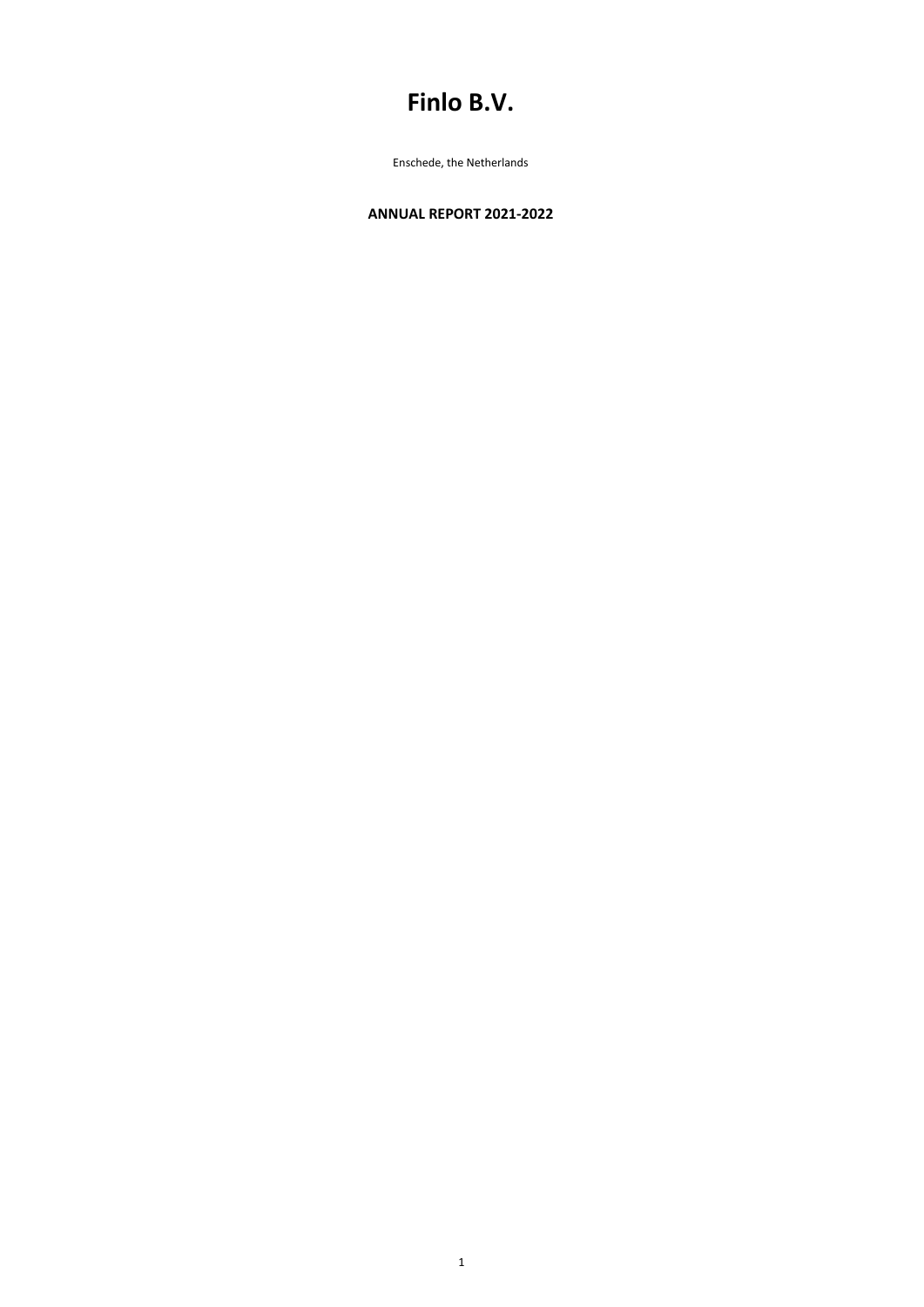# Finlo B.V.

Enschede, the Netherlands

**ANNUAL REPORT 2021-2022**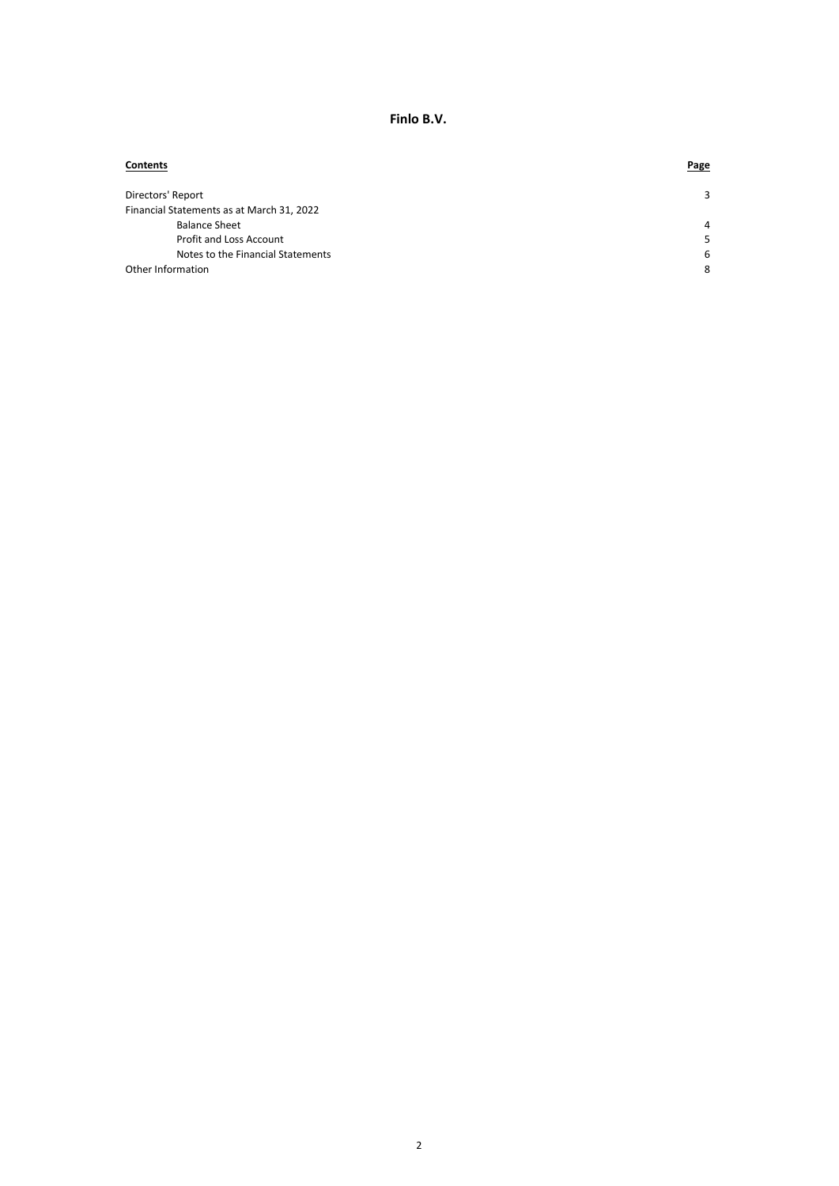# Finlo B.V.

| Contents | Page |
|---|---|
| Directors' Report | 3 |
| Financial Statements as at March 31, 2022 | |
| Balance Sheet | 4 |
| Profit and Loss Account | 5 |
| Notes to the Financial Statements | 6 |
| Other Information | 8 |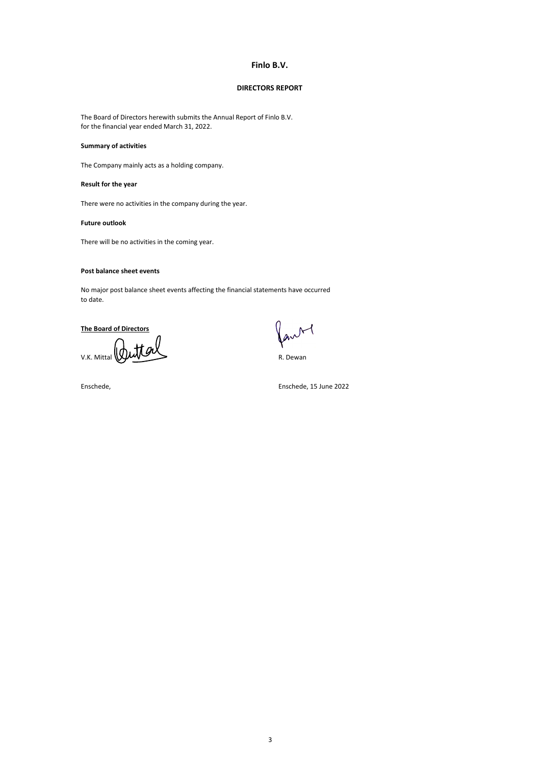# Finlo B.V.

## DIRECTORS REPORT

The Board of Directors herewith submits the Annual Report of Finlo B.V.
for the financial year ended March 31, 2022.

**Summary of activities**

The Company mainly acts as a holding company.

**Result for the year**

There were no activities in the company during the year.

**Future outlook**

There will be no activities in the coming year.

**Post balance sheet events**

No major post balance sheet events affecting the financial statements have occurred
to date.

**The Board of Directors**

V.K. Mittal R. Dewan

Enschede, Enschede, 15 June 2022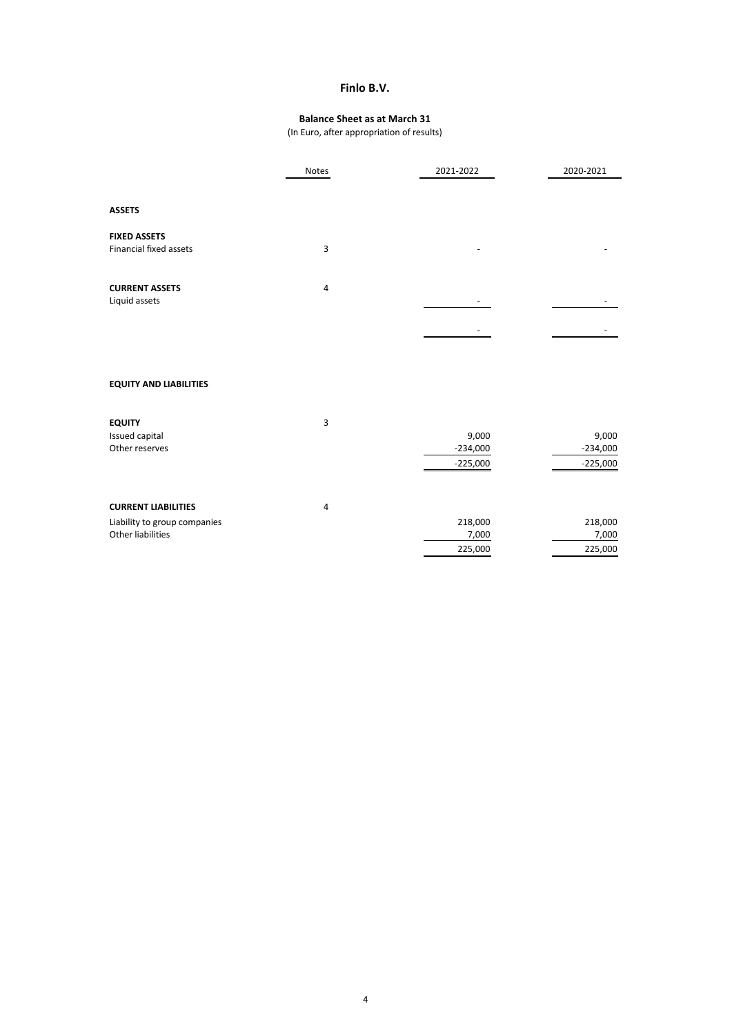# Finlo B.V.

## Balance Sheet as at March 31

(In Euro, after appropriation of results)

| | Notes | 2021-2022 | 2020-2021 |
|---|---|---|---|
| **ASSETS** | | | |
| **FIXED ASSETS** | | | |
| Financial fixed assets | 3 | - | - |
| **CURRENT ASSETS** | 4 | | |
| Liquid assets | | - | - |
| | | - | - |
| **EQUITY AND LIABILITIES** | | | |
| **EQUITY** | 3 | | |
| Issued capital | | 9,000 | 9,000 |
| Other reserves | | -234,000 | -234,000 |
| | | -225,000 | -225,000 |
| **CURRENT LIABILITIES** | 4 | | |
| Liability to group companies | | 218,000 | 218,000 |
| Other liabilities | | 7,000 | 7,000 |
| | | 225,000 | 225,000 |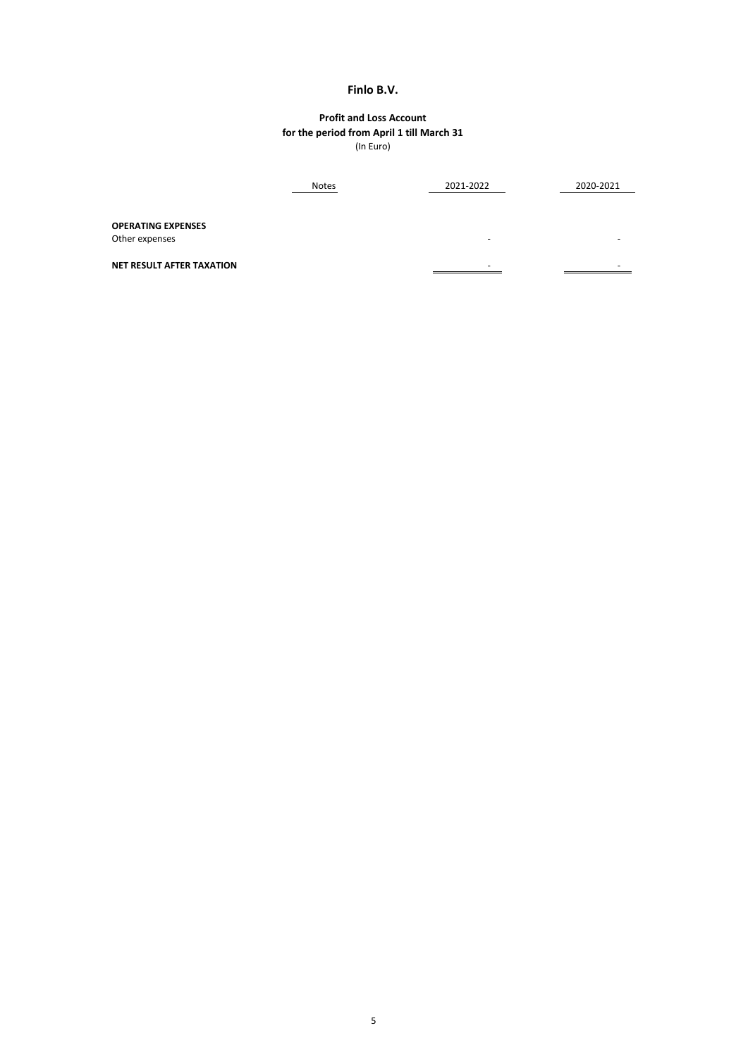# Finlo B.V.

**Profit and Loss Account**
**for the period from April 1 till March 31**
(In Euro)

| | Notes | 2021-2022 | 2020-2021 |
|---|---|---|---|
| **OPERATING EXPENSES** | | | |
| Other expenses | | - | - |
| **NET RESULT AFTER TAXATION** | | - | - |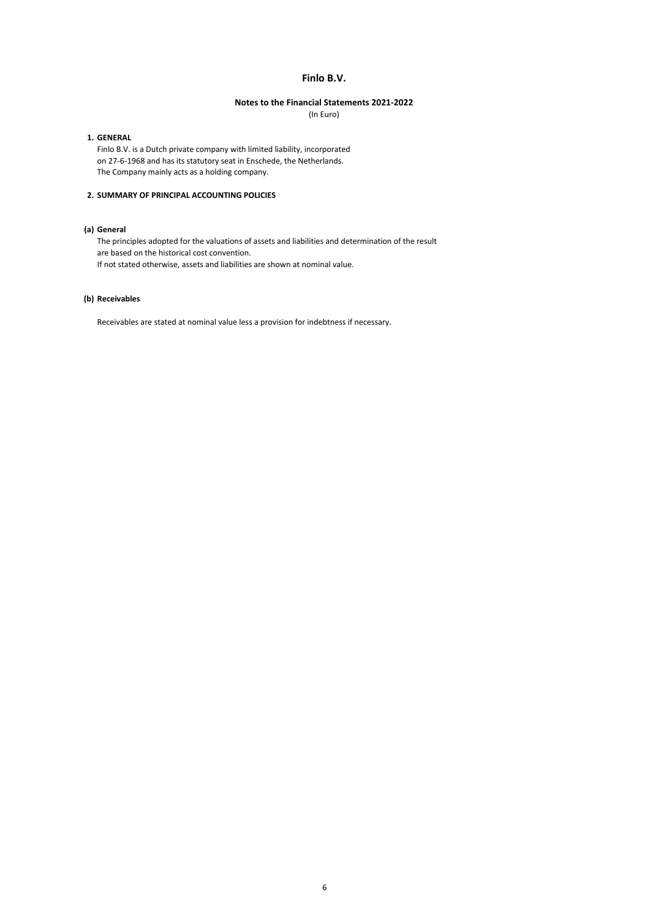# Finlo B.V.

**Notes to the Financial Statements 2021-2022**
(In Euro)

## 1. GENERAL

Finlo B.V. is a Dutch private company with limited liability, incorporated on 27-6-1968 and has its statutory seat in Enschede, the Netherlands. The Company mainly acts as a holding company.

## 2. SUMMARY OF PRINCIPAL ACCOUNTING POLICIES

### (a) General

The principles adopted for the valuations of assets and liabilities and determination of the result are based on the historical cost convention.
If not stated otherwise, assets and liabilities are shown at nominal value.

### (b) Receivables

Receivables are stated at nominal value less a provision for indebtness if necessary.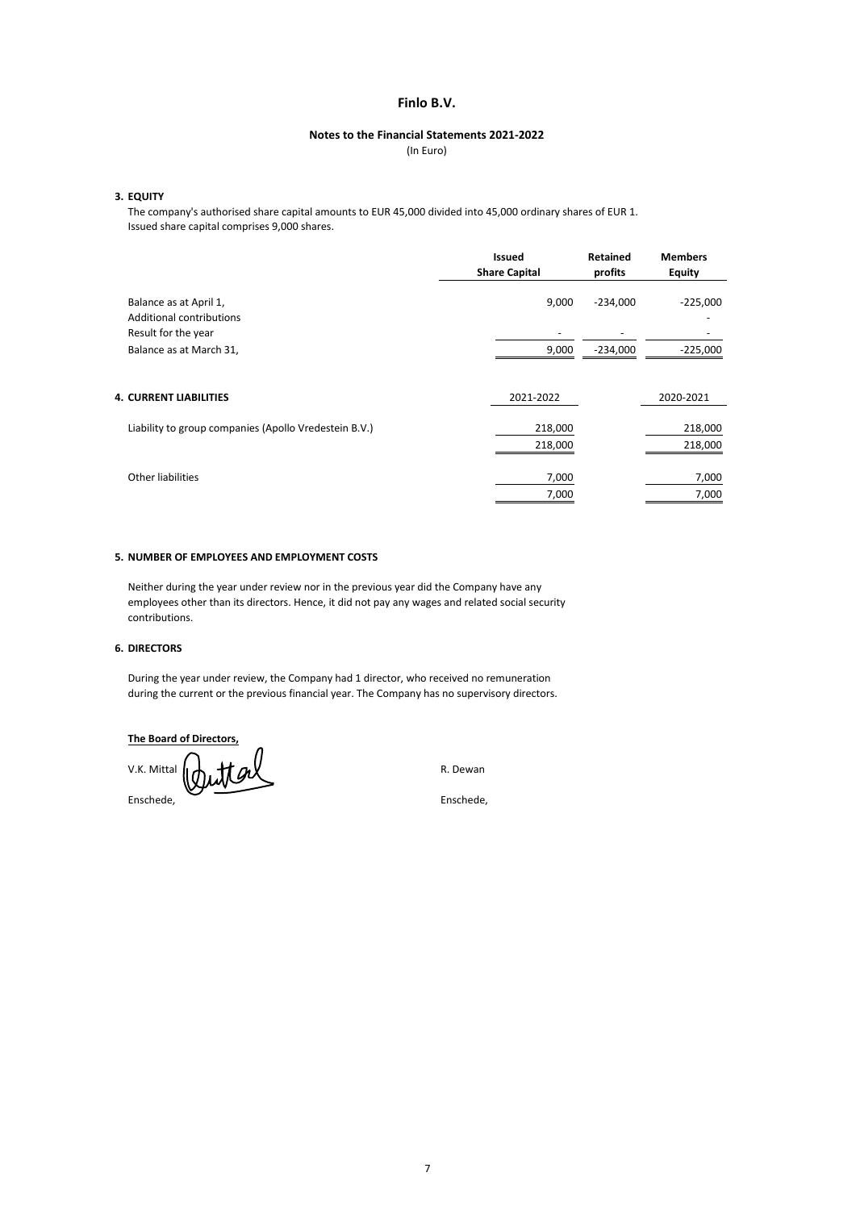# Finlo B.V.

## Notes to the Financial Statements 2021-2022

(In Euro)

**3. EQUITY**

The company's authorised share capital amounts to EUR 45,000 divided into 45,000 ordinary shares of EUR 1. Issued share capital comprises 9,000 shares.

| | Issued Share Capital | Retained profits | Members Equity |
|---|---|---|---|
| Balance as at April 1, | 9,000 | -234,000 | -225,000 |
| Additional contributions | | | - |
| Result for the year | - | - | - |
| Balance as at March 31, | 9,000 | -234,000 | -225,000 |

**4. CURRENT LIABILITIES**

| | 2021-2022 | 2020-2021 |
|---|---|---|
| Liability to group companies (Apollo Vredestein B.V.) | 218,000 | 218,000 |
| | 218,000 | 218,000 |
| Other liabilities | 7,000 | 7,000 |
| | 7,000 | 7,000 |

**5. NUMBER OF EMPLOYEES AND EMPLOYMENT COSTS**

Neither during the year under review nor in the previous year did the Company have any employees other than its directors. Hence, it did not pay any wages and related social security contributions.

**6. DIRECTORS**

During the year under review, the Company had 1 director, who received no remuneration during the current or the previous financial year. The Company has no supervisory directors.

**The Board of Directors,**

V.K. Mittal — Enschede,

R. Dewan — Enschede,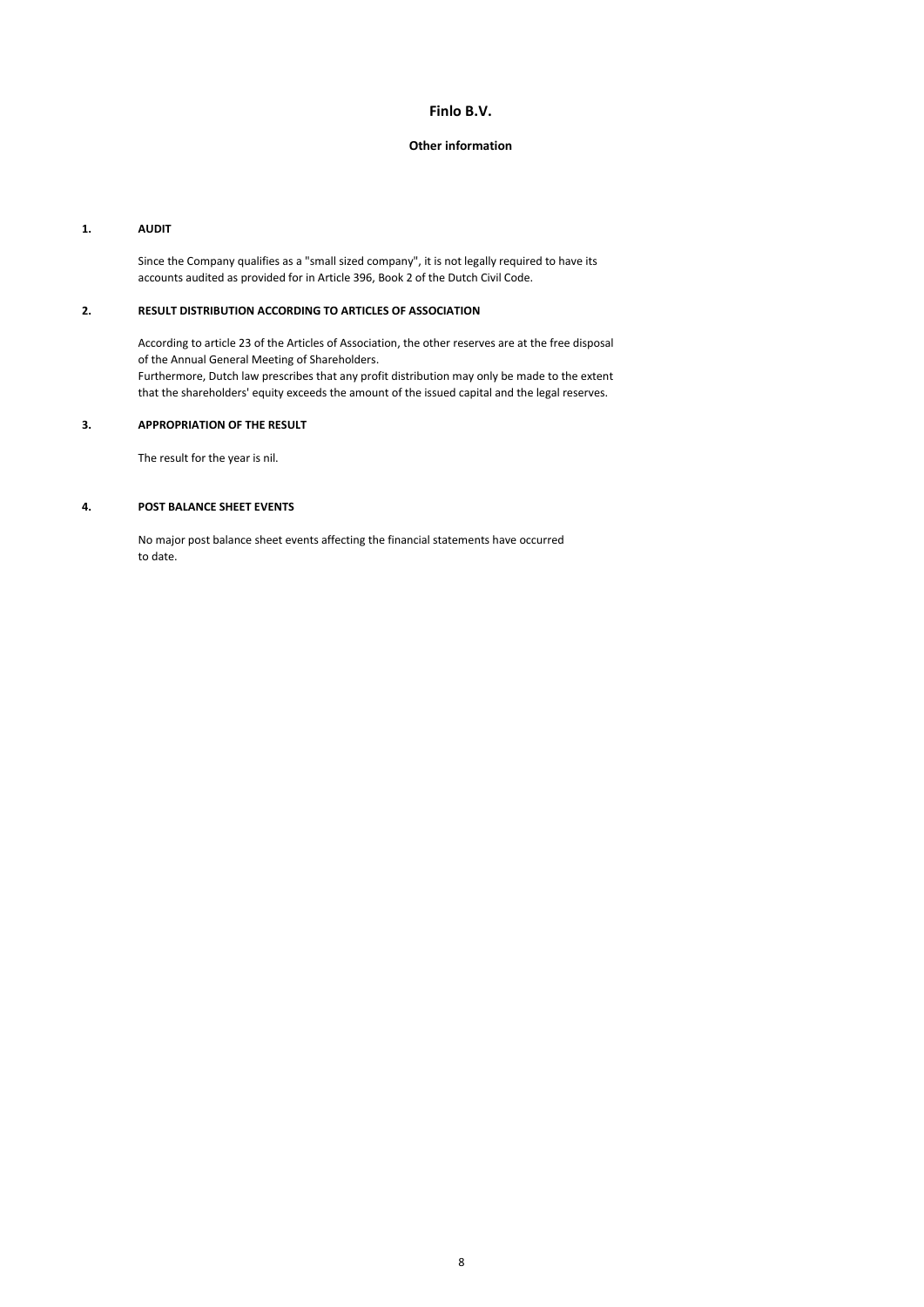# Finlo B.V.

## Other information

### 1. AUDIT

Since the Company qualifies as a "small sized company", it is not legally required to have its accounts audited as provided for in Article 396, Book 2 of the Dutch Civil Code.

### 2. RESULT DISTRIBUTION ACCORDING TO ARTICLES OF ASSOCIATION

According to article 23 of the Articles of Association, the other reserves are at the free disposal of the Annual General Meeting of Shareholders.
Furthermore, Dutch law prescribes that any profit distribution may only be made to the extent that the shareholders' equity exceeds the amount of the issued capital and the legal reserves.

### 3. APPROPRIATION OF THE RESULT

The result for the year is nil.

### 4. POST BALANCE SHEET EVENTS

No major post balance sheet events affecting the financial statements have occurred to date.